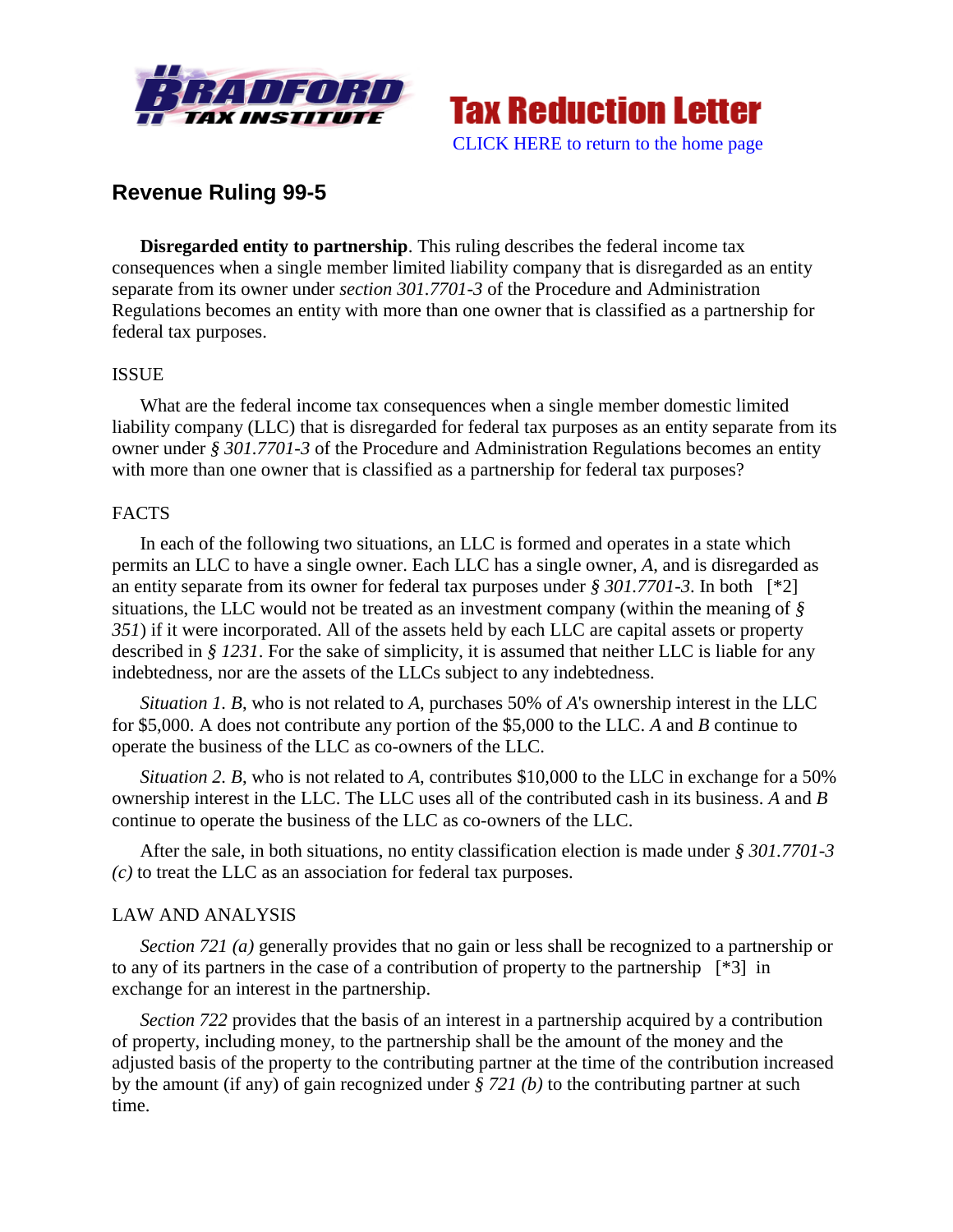Tax Reduction Letter

CLICK HERE to return to the home page

## Revenue Ruling 99-5

**Disregarded entity to partnership**. This ruling describes the federal income tax consequences when a single member limited liability company that is disregarded as an entity separate from its owner under *section 301.7701-3* of the Procedure and Administration Regulations becomes an entity with more than one owner that is classified as a partnership for federal tax purposes.

ISSUE

What are the federal income tax consequences when a single member domestic limited liability company (LLC) that is disregarded for federal tax purposes as an entity separate from its owner under *§ 301.7701-3* of the Procedure and Administration Regulations becomes an entity with more than one owner that is classified as a partnership for federal tax purposes?

FACTS

In each of the following two situations, an LLC is formed and operates in a state which permits an LLC to have a single owner. Each LLC has a single owner, *A*, and is disregarded as an entity separate from its owner for federal tax purposes under *§ 301.7701-3*. In both [*2] situations, the LLC would not be treated as an investment company (within the meaning of *§ 351*) if it were incorporated. All of the assets held by each LLC are capital assets or property described in *§ 1231*. For the sake of simplicity, it is assumed that neither LLC is liable for any indebtedness, nor are the assets of the LLCs subject to any indebtedness.

*Situation 1. B*, who is not related to *A*, purchases 50% of *A*'s ownership interest in the LLC for $5,000. A does not contribute any portion of the $5,000 to the LLC. *A* and *B* continue to operate the business of the LLC as co-owners of the LLC.

*Situation 2. B*, who is not related to *A*, contributes $10,000 to the LLC in exchange for a 50% ownership interest in the LLC. The LLC uses all of the contributed cash in its business. *A* and *B* continue to operate the business of the LLC as co-owners of the LLC.

After the sale, in both situations, no entity classification election is made under *§ 301.7701-3 (c)* to treat the LLC as an association for federal tax purposes.

LAW AND ANALYSIS

*Section 721 (a)* generally provides that no gain or less shall be recognized to a partnership or to any of its partners in the case of a contribution of property to the partnership [*3] in exchange for an interest in the partnership.

*Section 722* provides that the basis of an interest in a partnership acquired by a contribution of property, including money, to the partnership shall be the amount of the money and the adjusted basis of the property to the contributing partner at the time of the contribution increased by the amount (if any) of gain recognized under *§ 721 (b)* to the contributing partner at such time.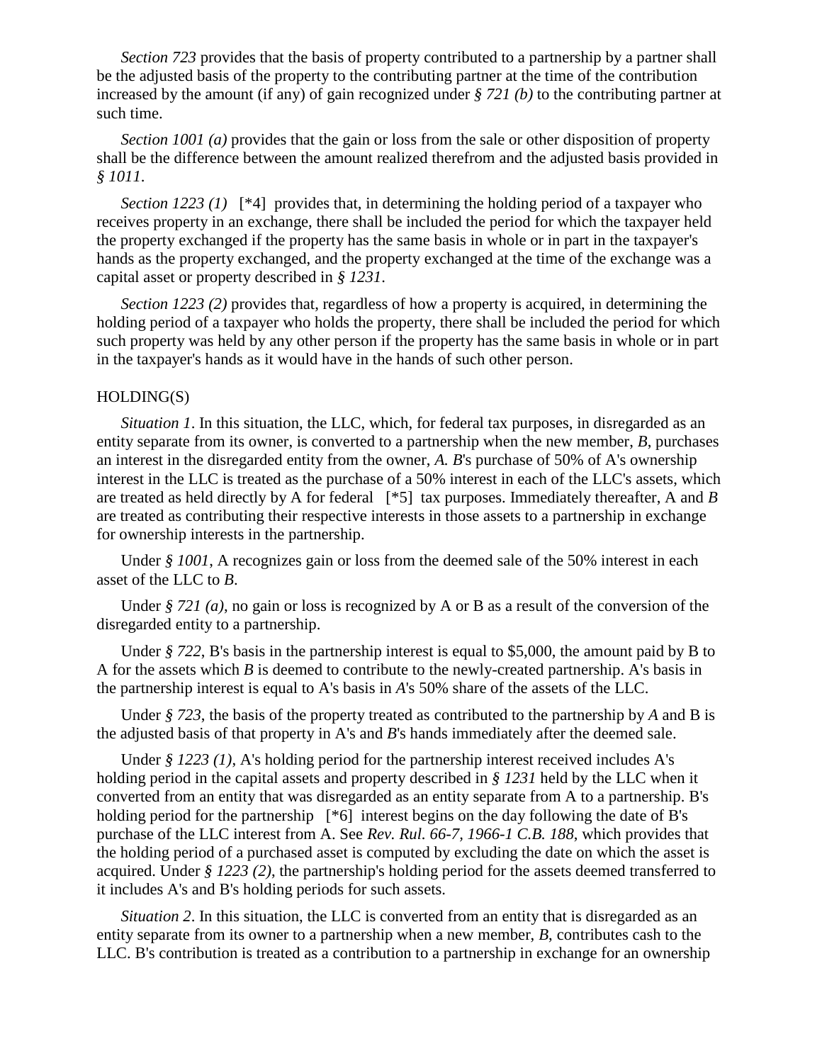*Section 723* provides that the basis of property contributed to a partnership by a partner shall be the adjusted basis of the property to the contributing partner at the time of the contribution increased by the amount (if any) of gain recognized under *§ 721 (b)* to the contributing partner at such time.

*Section 1001 (a)* provides that the gain or loss from the sale or other disposition of property shall be the difference between the amount realized therefrom and the adjusted basis provided in *§ 1011*.

*Section 1223 (1)* [*4] provides that, in determining the holding period of a taxpayer who receives property in an exchange, there shall be included the period for which the taxpayer held the property exchanged if the property has the same basis in whole or in part in the taxpayer's hands as the property exchanged, and the property exchanged at the time of the exchange was a capital asset or property described in *§ 1231*.

*Section 1223 (2)* provides that, regardless of how a property is acquired, in determining the holding period of a taxpayer who holds the property, there shall be included the period for which such property was held by any other person if the property has the same basis in whole or in part in the taxpayer's hands as it would have in the hands of such other person.

HOLDING(S)

*Situation 1*. In this situation, the LLC, which, for federal tax purposes, in disregarded as an entity separate from its owner, is converted to a partnership when the new member, *B*, purchases an interest in the disregarded entity from the owner, *A. B*'s purchase of 50% of A's ownership interest in the LLC is treated as the purchase of a 50% interest in each of the LLC's assets, which are treated as held directly by A for federal [*5] tax purposes. Immediately thereafter, A and *B* are treated as contributing their respective interests in those assets to a partnership in exchange for ownership interests in the partnership.

Under *§ 1001*, A recognizes gain or loss from the deemed sale of the 50% interest in each asset of the LLC to *B*.

Under *§ 721 (a)*, no gain or loss is recognized by A or B as a result of the conversion of the disregarded entity to a partnership.

Under *§ 722*, B's basis in the partnership interest is equal to $5,000, the amount paid by B to A for the assets which *B* is deemed to contribute to the newly-created partnership. A's basis in the partnership interest is equal to A's basis in *A*'s 50% share of the assets of the LLC.

Under *§ 723*, the basis of the property treated as contributed to the partnership by *A* and B is the adjusted basis of that property in A's and *B*'s hands immediately after the deemed sale.

Under *§ 1223 (1)*, A's holding period for the partnership interest received includes A's holding period in the capital assets and property described in *§ 1231* held by the LLC when it converted from an entity that was disregarded as an entity separate from A to a partnership. B's holding period for the partnership [*6] interest begins on the day following the date of B's purchase of the LLC interest from A. See *Rev. Rul. 66-7, 1966-1 C.B. 188*, which provides that the holding period of a purchased asset is computed by excluding the date on which the asset is acquired. Under *§ 1223 (2)*, the partnership's holding period for the assets deemed transferred to it includes A's and B's holding periods for such assets.

*Situation 2*. In this situation, the LLC is converted from an entity that is disregarded as an entity separate from its owner to a partnership when a new member, *B*, contributes cash to the LLC. B's contribution is treated as a contribution to a partnership in exchange for an ownership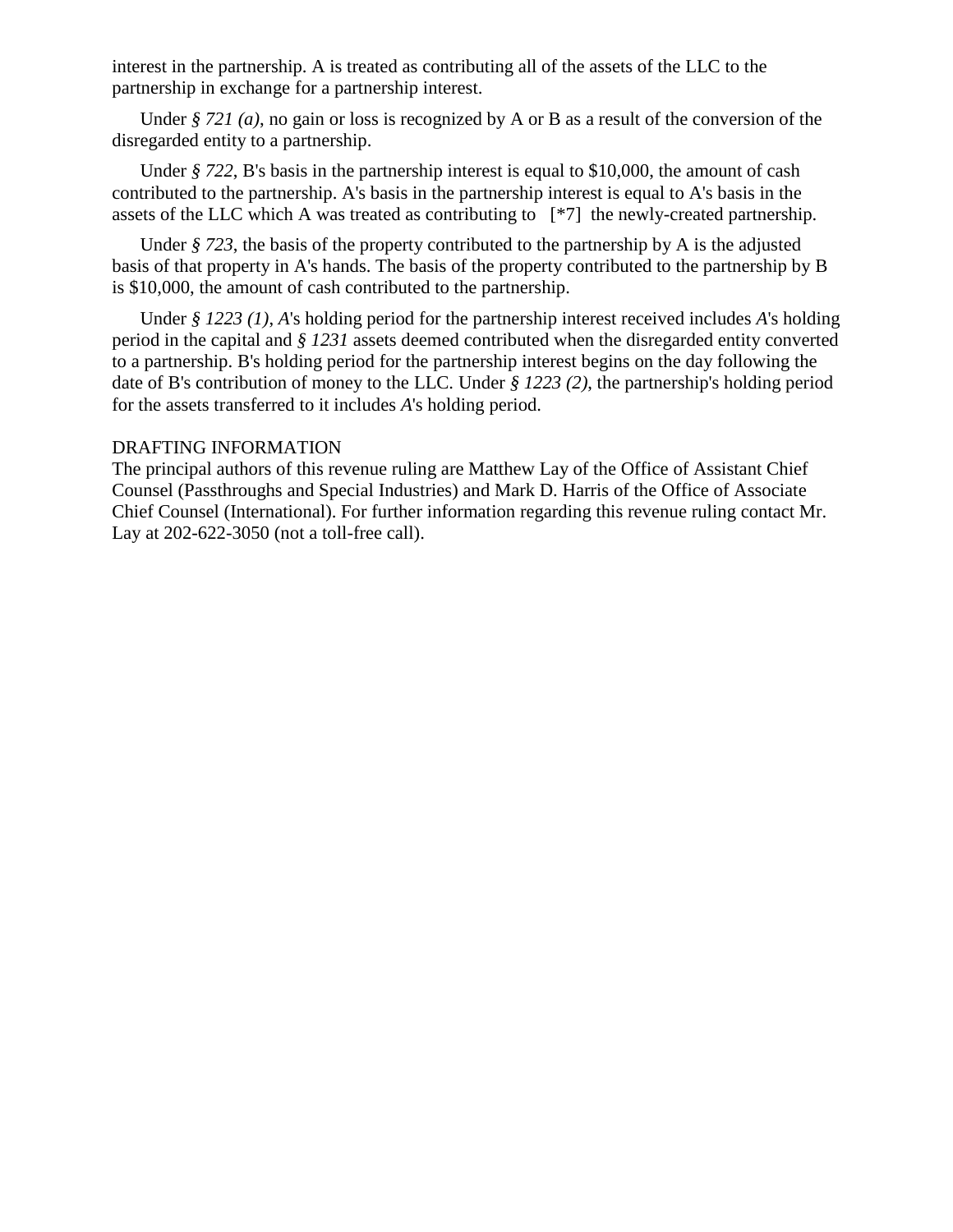interest in the partnership. A is treated as contributing all of the assets of the LLC to the partnership in exchange for a partnership interest.

Under *§ 721 (a)*, no gain or loss is recognized by A or B as a result of the conversion of the disregarded entity to a partnership.

Under *§ 722*, B's basis in the partnership interest is equal to $10,000, the amount of cash contributed to the partnership. A's basis in the partnership interest is equal to A's basis in the assets of the LLC which A was treated as contributing to [*7] the newly-created partnership.

Under *§ 723*, the basis of the property contributed to the partnership by A is the adjusted basis of that property in A's hands. The basis of the property contributed to the partnership by B is $10,000, the amount of cash contributed to the partnership.

Under *§ 1223 (1)*, *A*'s holding period for the partnership interest received includes *A*'s holding period in the capital and *§ 1231* assets deemed contributed when the disregarded entity converted to a partnership. B's holding period for the partnership interest begins on the day following the date of B's contribution of money to the LLC. Under *§ 1223 (2)*, the partnership's holding period for the assets transferred to it includes *A*'s holding period.

DRAFTING INFORMATION

The principal authors of this revenue ruling are Matthew Lay of the Office of Assistant Chief Counsel (Passthroughs and Special Industries) and Mark D. Harris of the Office of Associate Chief Counsel (International). For further information regarding this revenue ruling contact Mr. Lay at 202-622-3050 (not a toll-free call).